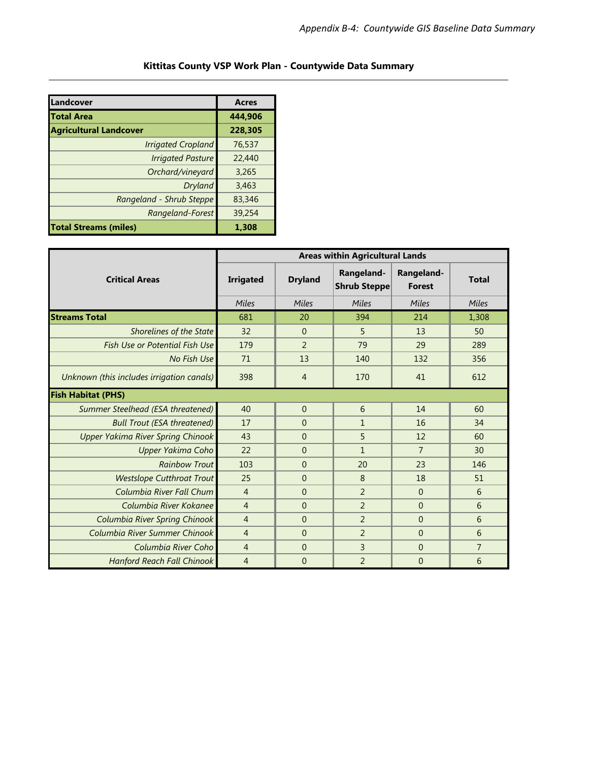## Kittitas County VSP Work Plan - Countywide Data Summary

| Landcover | Acres |
|---|---|
| **Total Area** | **444,906** |
| **Agricultural Landcover** | **228,305** |
| *Irrigated Cropland* | 76,537 |
| *Irrigated Pasture* | 22,440 |
| *Orchard/vineyard* | 3,265 |
| *Dryland* | 3,463 |
| *Rangeland - Shrub Steppe* | 83,346 |
| *Rangeland-Forest* | 39,254 |
| **Total Streams (miles)** | **1,308** |

| Critical Areas | Areas within Agricultural Lands | | | | |
|---|---|---|---|---|---|
| | **Irrigated** | **Dryland** | **Rangeland-Shrub Steppe** | **Rangeland-Forest** | **Total** |
| | *Miles* | *Miles* | *Miles* | *Miles* | *Miles* |
| **Streams Total** | 681 | 20 | 394 | 214 | 1,308 |
| *Shorelines of the State* | 32 | 0 | 5 | 13 | 50 |
| *Fish Use or Potential Fish Use* | 179 | 2 | 79 | 29 | 289 |
| *No Fish Use* | 71 | 13 | 140 | 132 | 356 |
| *Unknown (this includes irrigation canals)* | 398 | 4 | 170 | 41 | 612 |
| **Fish Habitat (PHS)** | | | | | |
| *Summer Steelhead (ESA threatened)* | 40 | 0 | 6 | 14 | 60 |
| *Bull Trout (ESA threatened)* | 17 | 0 | 1 | 16 | 34 |
| *Upper Yakima River Spring Chinook* | 43 | 0 | 5 | 12 | 60 |
| *Upper Yakima Coho* | 22 | 0 | 1 | 7 | 30 |
| *Rainbow Trout* | 103 | 0 | 20 | 23 | 146 |
| *Westslope Cutthroat Trout* | 25 | 0 | 8 | 18 | 51 |
| *Columbia River Fall Chum* | 4 | 0 | 2 | 0 | 6 |
| *Columbia River Kokanee* | 4 | 0 | 2 | 0 | 6 |
| *Columbia River Spring Chinook* | 4 | 0 | 2 | 0 | 6 |
| *Columbia River Summer Chinook* | 4 | 0 | 2 | 0 | 6 |
| *Columbia River Coho* | 4 | 0 | 3 | 0 | 7 |
| *Hanford Reach Fall Chinook* | 4 | 0 | 2 | 0 | 6 |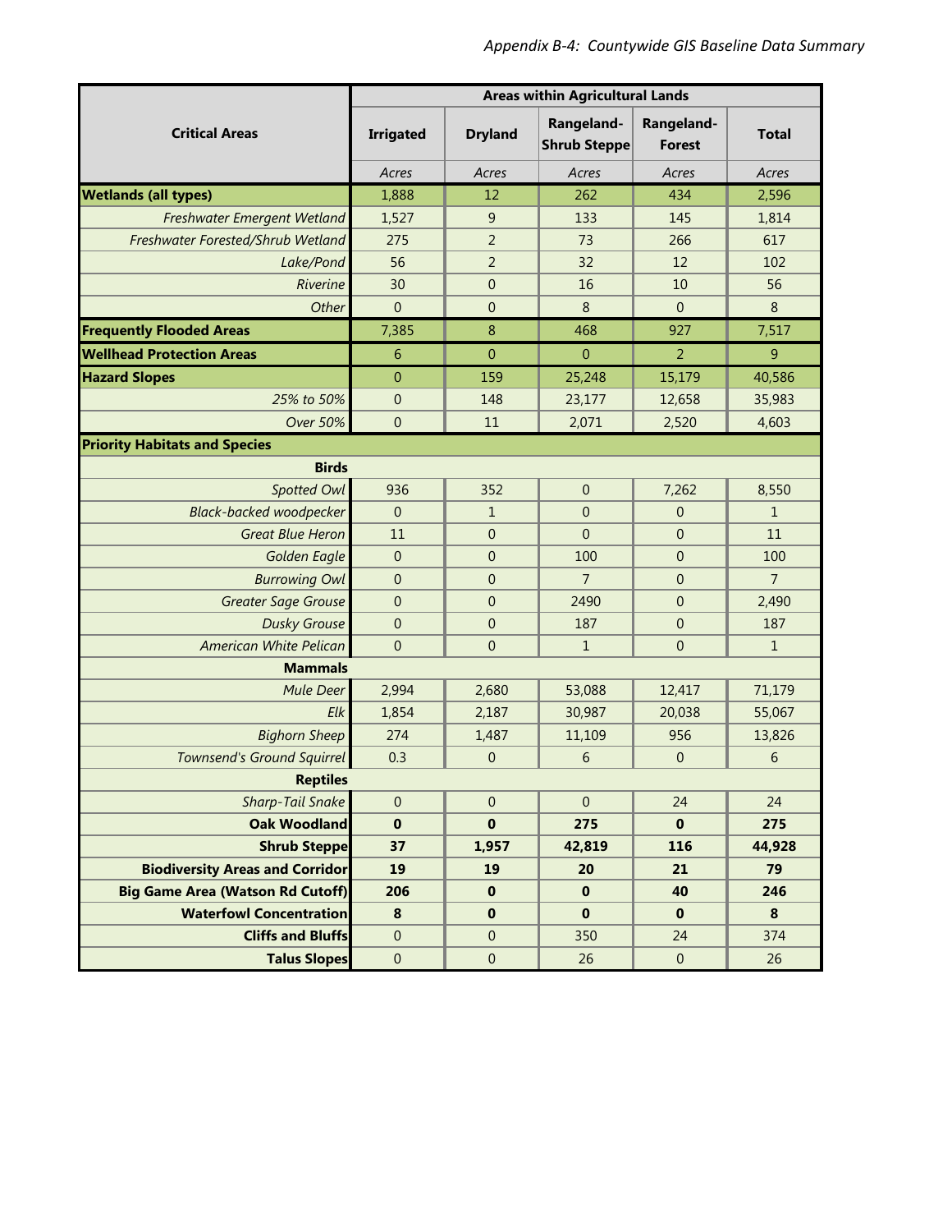| Critical Areas | Areas within Agricultural Lands | | | | |
|---|---|---|---|---|---|
| | Irrigated | Dryland | Rangeland-Shrub Steppe | Rangeland-Forest | Total |
| | *Acres* | *Acres* | *Acres* | *Acres* | *Acres* |
| **Wetlands (all types)** | 1,888 | 12 | 262 | 434 | 2,596 |
| *Freshwater Emergent Wetland* | 1,527 | 9 | 133 | 145 | 1,814 |
| *Freshwater Forested/Shrub Wetland* | 275 | 2 | 73 | 266 | 617 |
| *Lake/Pond* | 56 | 2 | 32 | 12 | 102 |
| *Riverine* | 30 | 0 | 16 | 10 | 56 |
| *Other* | 0 | 0 | 8 | 0 | 8 |
| **Frequently Flooded Areas** | 7,385 | 8 | 468 | 927 | 7,517 |
| **Wellhead Protection Areas** | 6 | 0 | 0 | 2 | 9 |
| **Hazard Slopes** | 0 | 159 | 25,248 | 15,179 | 40,586 |
| *25% to 50%* | 0 | 148 | 23,177 | 12,658 | 35,983 |
| *Over 50%* | 0 | 11 | 2,071 | 2,520 | 4,603 |
| **Priority Habitats and Species** | | | | | |
| **Birds** | | | | | |
| *Spotted Owl* | 936 | 352 | 0 | 7,262 | 8,550 |
| *Black-backed woodpecker* | 0 | 1 | 0 | 0 | 1 |
| *Great Blue Heron* | 11 | 0 | 0 | 0 | 11 |
| *Golden Eagle* | 0 | 0 | 100 | 0 | 100 |
| *Burrowing Owl* | 0 | 0 | 7 | 0 | 7 |
| *Greater Sage Grouse* | 0 | 0 | 2490 | 0 | 2,490 |
| *Dusky Grouse* | 0 | 0 | 187 | 0 | 187 |
| *American White Pelican* | 0 | 0 | 1 | 0 | 1 |
| **Mammals** | | | | | |
| *Mule Deer* | 2,994 | 2,680 | 53,088 | 12,417 | 71,179 |
| *Elk* | 1,854 | 2,187 | 30,987 | 20,038 | 55,067 |
| *Bighorn Sheep* | 274 | 1,487 | 11,109 | 956 | 13,826 |
| *Townsend's Ground Squirrel* | 0.3 | 0 | 6 | 0 | 6 |
| **Reptiles** | | | | | |
| *Sharp-Tail Snake* | 0 | 0 | 0 | 24 | 24 |
| **Oak Woodland** | **0** | **0** | **275** | **0** | **275** |
| **Shrub Steppe** | **37** | **1,957** | **42,819** | **116** | **44,928** |
| **Biodiversity Areas and Corridor** | **19** | **19** | **20** | **21** | **79** |
| **Big Game Area (Watson Rd Cutoff)** | **206** | **0** | **0** | **40** | **246** |
| **Waterfowl Concentration** | **8** | **0** | **0** | **0** | **8** |
| **Cliffs and Bluffs** | 0 | 0 | 350 | 24 | 374 |
| **Talus Slopes** | 0 | 0 | 26 | 0 | 26 |